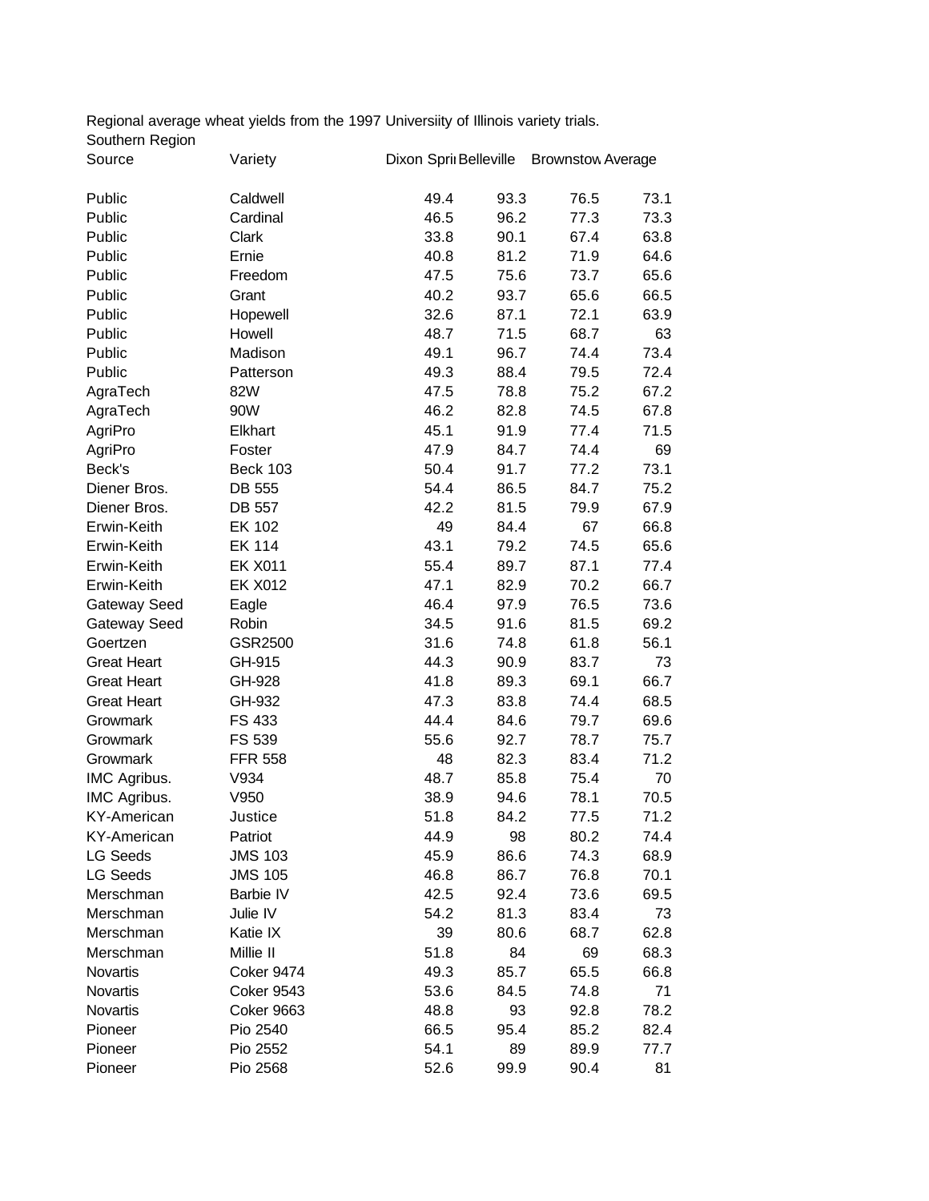Regional average wheat yields from the 1997 Universiity of Illinois variety trials.

Southern Region

| Source | Variety | Dixon Sprii | Belleville | Brownstow | Average |
|---|---|---|---|---|---|
| Public | Caldwell | 49.4 | 93.3 | 76.5 | 73.1 |
| Public | Cardinal | 46.5 | 96.2 | 77.3 | 73.3 |
| Public | Clark | 33.8 | 90.1 | 67.4 | 63.8 |
| Public | Ernie | 40.8 | 81.2 | 71.9 | 64.6 |
| Public | Freedom | 47.5 | 75.6 | 73.7 | 65.6 |
| Public | Grant | 40.2 | 93.7 | 65.6 | 66.5 |
| Public | Hopewell | 32.6 | 87.1 | 72.1 | 63.9 |
| Public | Howell | 48.7 | 71.5 | 68.7 | 63 |
| Public | Madison | 49.1 | 96.7 | 74.4 | 73.4 |
| Public | Patterson | 49.3 | 88.4 | 79.5 | 72.4 |
| AgraTech | 82W | 47.5 | 78.8 | 75.2 | 67.2 |
| AgraTech | 90W | 46.2 | 82.8 | 74.5 | 67.8 |
| AgriPro | Elkhart | 45.1 | 91.9 | 77.4 | 71.5 |
| AgriPro | Foster | 47.9 | 84.7 | 74.4 | 69 |
| Beck's | Beck 103 | 50.4 | 91.7 | 77.2 | 73.1 |
| Diener Bros. | DB 555 | 54.4 | 86.5 | 84.7 | 75.2 |
| Diener Bros. | DB 557 | 42.2 | 81.5 | 79.9 | 67.9 |
| Erwin-Keith | EK 102 | 49 | 84.4 | 67 | 66.8 |
| Erwin-Keith | EK 114 | 43.1 | 79.2 | 74.5 | 65.6 |
| Erwin-Keith | EK X011 | 55.4 | 89.7 | 87.1 | 77.4 |
| Erwin-Keith | EK X012 | 47.1 | 82.9 | 70.2 | 66.7 |
| Gateway Seed | Eagle | 46.4 | 97.9 | 76.5 | 73.6 |
| Gateway Seed | Robin | 34.5 | 91.6 | 81.5 | 69.2 |
| Goertzen | GSR2500 | 31.6 | 74.8 | 61.8 | 56.1 |
| Great Heart | GH-915 | 44.3 | 90.9 | 83.7 | 73 |
| Great Heart | GH-928 | 41.8 | 89.3 | 69.1 | 66.7 |
| Great Heart | GH-932 | 47.3 | 83.8 | 74.4 | 68.5 |
| Growmark | FS 433 | 44.4 | 84.6 | 79.7 | 69.6 |
| Growmark | FS 539 | 55.6 | 92.7 | 78.7 | 75.7 |
| Growmark | FFR 558 | 48 | 82.3 | 83.4 | 71.2 |
| IMC Agribus. | V934 | 48.7 | 85.8 | 75.4 | 70 |
| IMC Agribus. | V950 | 38.9 | 94.6 | 78.1 | 70.5 |
| KY-American | Justice | 51.8 | 84.2 | 77.5 | 71.2 |
| KY-American | Patriot | 44.9 | 98 | 80.2 | 74.4 |
| LG Seeds | JMS 103 | 45.9 | 86.6 | 74.3 | 68.9 |
| LG Seeds | JMS 105 | 46.8 | 86.7 | 76.8 | 70.1 |
| Merschman | Barbie IV | 42.5 | 92.4 | 73.6 | 69.5 |
| Merschman | Julie IV | 54.2 | 81.3 | 83.4 | 73 |
| Merschman | Katie IX | 39 | 80.6 | 68.7 | 62.8 |
| Merschman | Millie II | 51.8 | 84 | 69 | 68.3 |
| Novartis | Coker 9474 | 49.3 | 85.7 | 65.5 | 66.8 |
| Novartis | Coker 9543 | 53.6 | 84.5 | 74.8 | 71 |
| Novartis | Coker 9663 | 48.8 | 93 | 92.8 | 78.2 |
| Pioneer | Pio 2540 | 66.5 | 95.4 | 85.2 | 82.4 |
| Pioneer | Pio 2552 | 54.1 | 89 | 89.9 | 77.7 |
| Pioneer | Pio 2568 | 52.6 | 99.9 | 90.4 | 81 |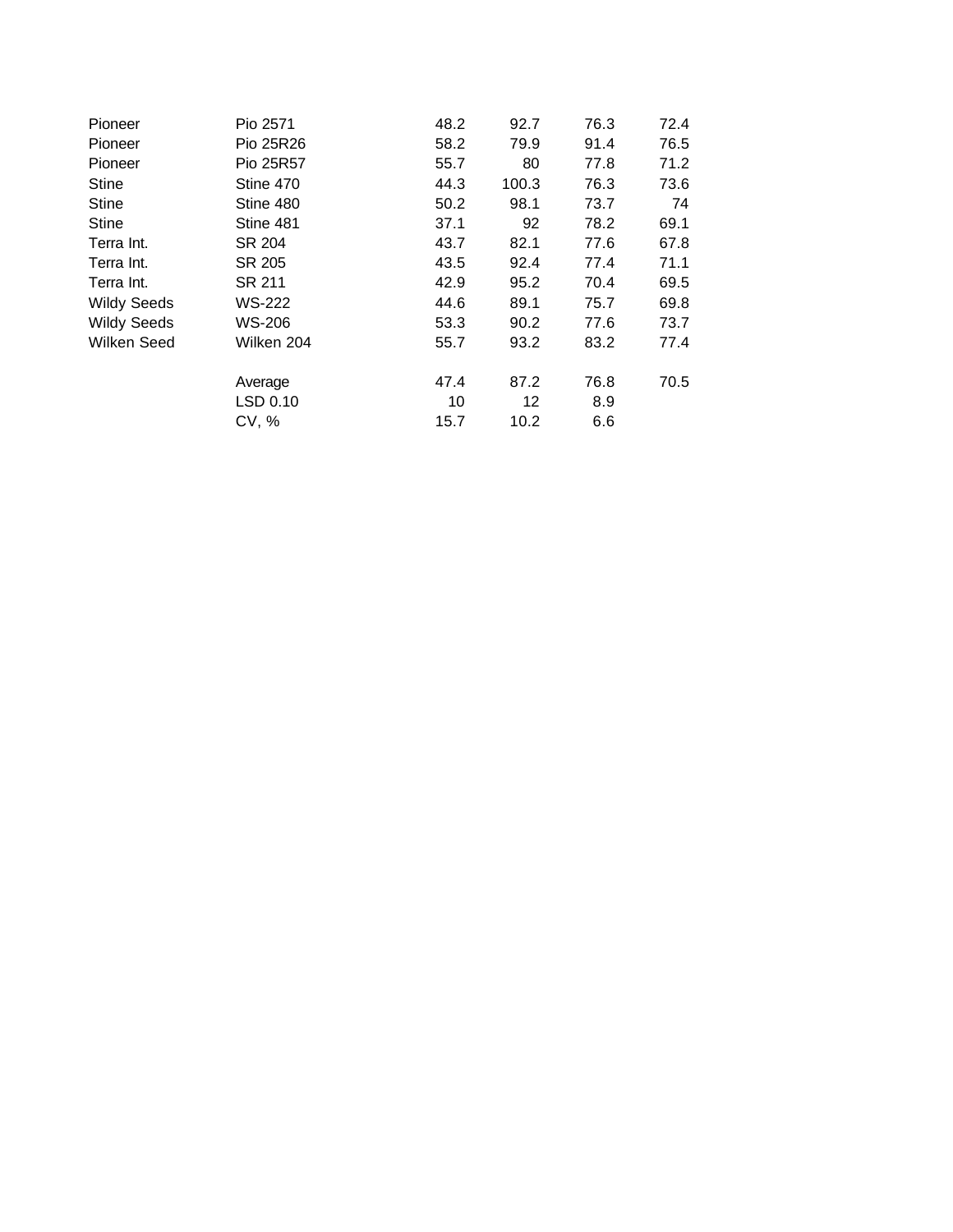| | | | | | |
|---|---|---|---|---|---|
| Pioneer | Pio 2571 | 48.2 | 92.7 | 76.3 | 72.4 |
| Pioneer | Pio 25R26 | 58.2 | 79.9 | 91.4 | 76.5 |
| Pioneer | Pio 25R57 | 55.7 | 80 | 77.8 | 71.2 |
| Stine | Stine 470 | 44.3 | 100.3 | 76.3 | 73.6 |
| Stine | Stine 480 | 50.2 | 98.1 | 73.7 | 74 |
| Stine | Stine 481 | 37.1 | 92 | 78.2 | 69.1 |
| Terra Int. | SR 204 | 43.7 | 82.1 | 77.6 | 67.8 |
| Terra Int. | SR 205 | 43.5 | 92.4 | 77.4 | 71.1 |
| Terra Int. | SR 211 | 42.9 | 95.2 | 70.4 | 69.5 |
| Wildy Seeds | WS-222 | 44.6 | 89.1 | 75.7 | 69.8 |
| Wildy Seeds | WS-206 | 53.3 | 90.2 | 77.6 | 73.7 |
| Wilken Seed | Wilken 204 | 55.7 | 93.2 | 83.2 | 77.4 |
| | Average | 47.4 | 87.2 | 76.8 | 70.5 |
| | LSD 0.10 | 10 | 12 | 8.9 | |
| | CV, % | 15.7 | 10.2 | 6.6 | |